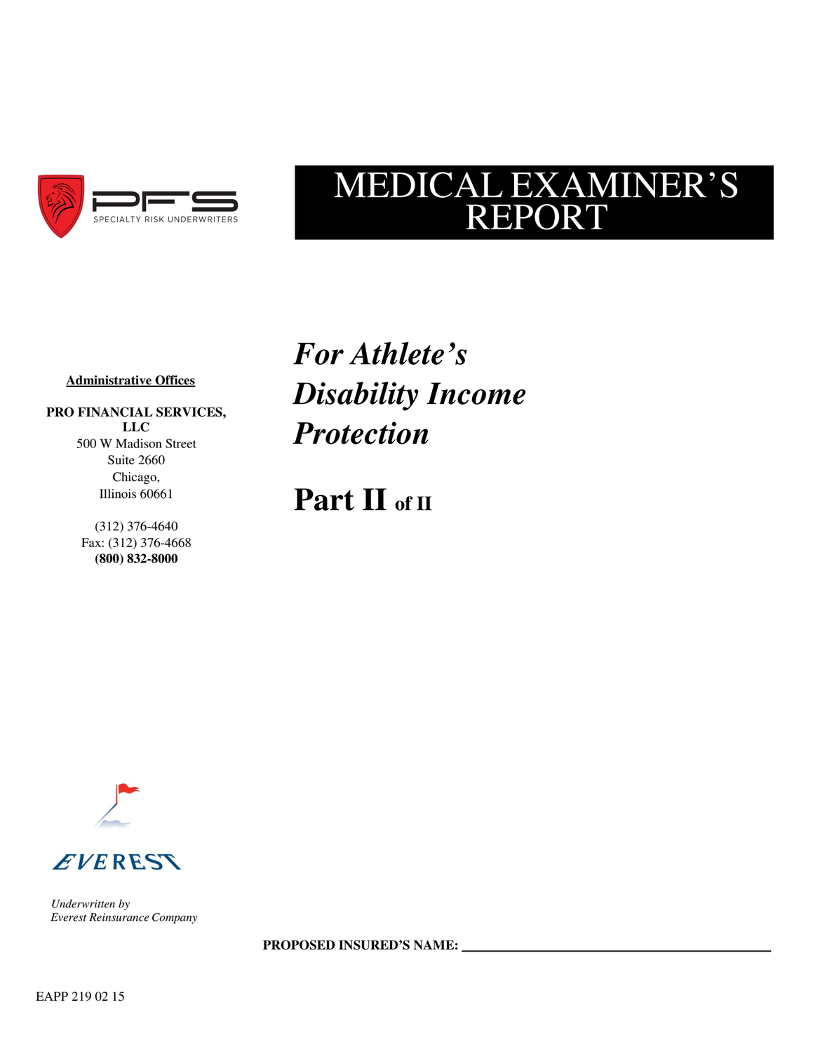PFS

SPECIALTY RISK UNDERWRITERS

# MEDICAL EXAMINER'S REPORT

## *For Athlete's Disability Income Protection*

## Part II of II

**Administrative Offices**

**PRO FINANCIAL SERVICES, LLC**
500 W Madison Street
Suite 2660
Chicago,
Illinois 60661

(312) 376-4640
Fax: (312) 376-4668
**(800) 832-8000**

EVEREST

*Underwritten by*
*Everest Reinsurance Company*

**PROPOSED INSURED'S NAME:** ____________________________________________

EAPP 219 02 15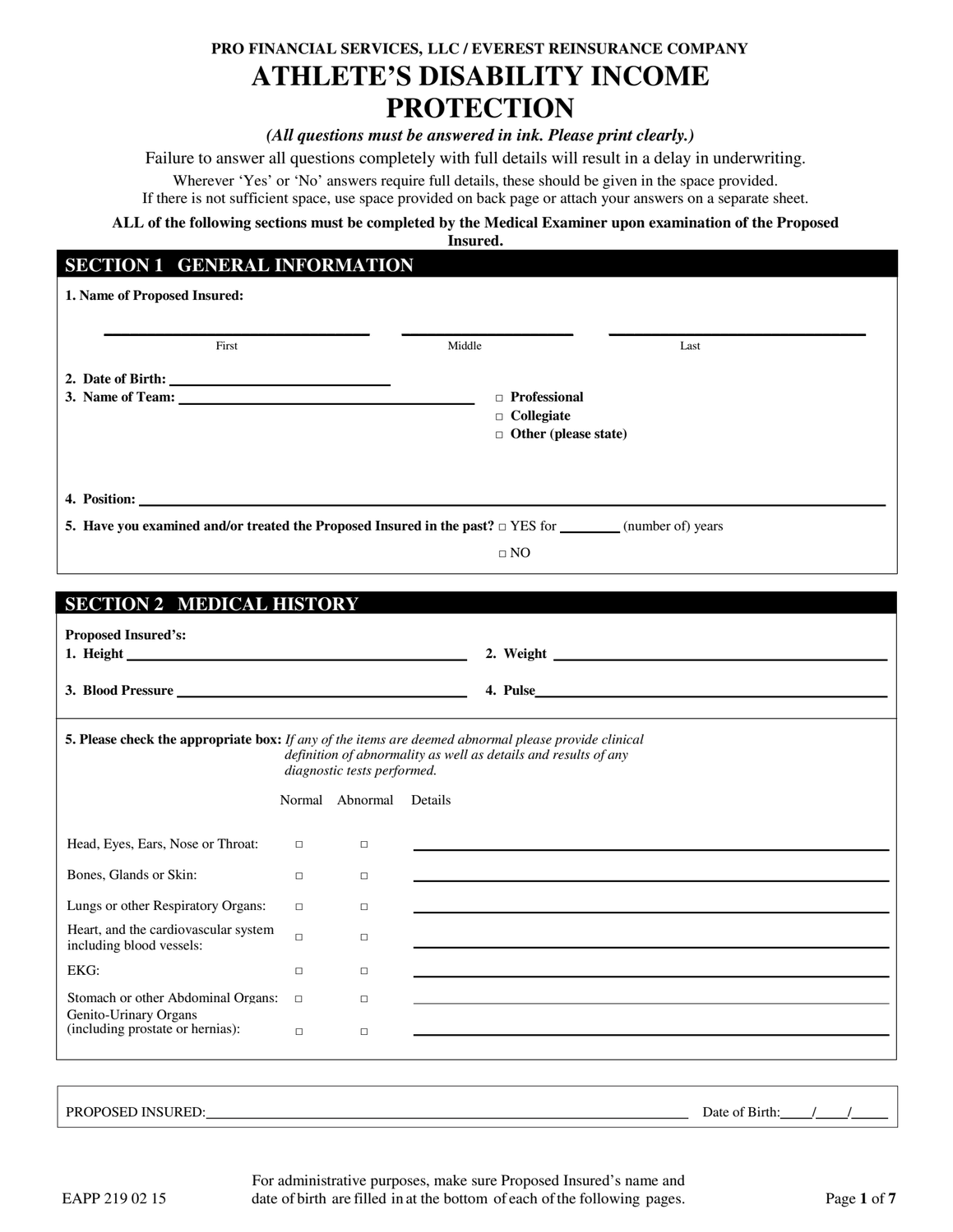PRO FINANCIAL SERVICES, LLC / EVEREST REINSURANCE COMPANY

# ATHLETE'S DISABILITY INCOME PROTECTION

***(All questions must be answered in ink. Please print clearly.)***

Failure to answer all questions completely with full details will result in a delay in underwriting.

Wherever 'Yes' or 'No' answers require full details, these should be given in the space provided.
If there is not sufficient space, use space provided on back page or attach your answers on a separate sheet.

**ALL of the following sections must be completed by the Medical Examiner upon examination of the Proposed Insured.**

## SECTION 1 GENERAL INFORMATION

**1. Name of Proposed Insured:**

_____________________ First _____________________ Middle _____________________ Last

**2. Date of Birth:** _____________________

**3. Name of Team:** _____________________

- ☐ **Professional**
- ☐ **Collegiate**
- ☐ **Other (please state)**

**4. Position:** _____________________

**5. Have you examined and/or treated the Proposed Insured in the past?** ☐ YES for ________ (number of) years

☐ NO

## SECTION 2 MEDICAL HISTORY

**Proposed Insured's:**

**1. Height** _____________________ **2. Weight** _____________________

**3. Blood Pressure** _____________________ **4. Pulse** _____________________

**5. Please check the appropriate box:** *If any of the items are deemed abnormal please provide clinical definition of abnormality as well as details and results of any diagnostic tests performed.*

| | Normal | Abnormal | Details |
|---|---|---|---|
| Head, Eyes, Ears, Nose or Throat: | ☐ | ☐ | |
| Bones, Glands or Skin: | ☐ | ☐ | |
| Lungs or other Respiratory Organs: | ☐ | ☐ | |
| Heart, and the cardiovascular system including blood vessels: | ☐ | ☐ | |
| EKG: | ☐ | ☐ | |
| Stomach or other Abdominal Organs: | ☐ | ☐ | |
| Genito-Urinary Organs (including prostate or hernias): | ☐ | ☐ | |

PROPOSED INSURED: _____________________ Date of Birth: ____/____/_____

EAPP 219 02 15

For administrative purposes, make sure Proposed Insured's name and date of birth are filled in at the bottom of each of the following pages.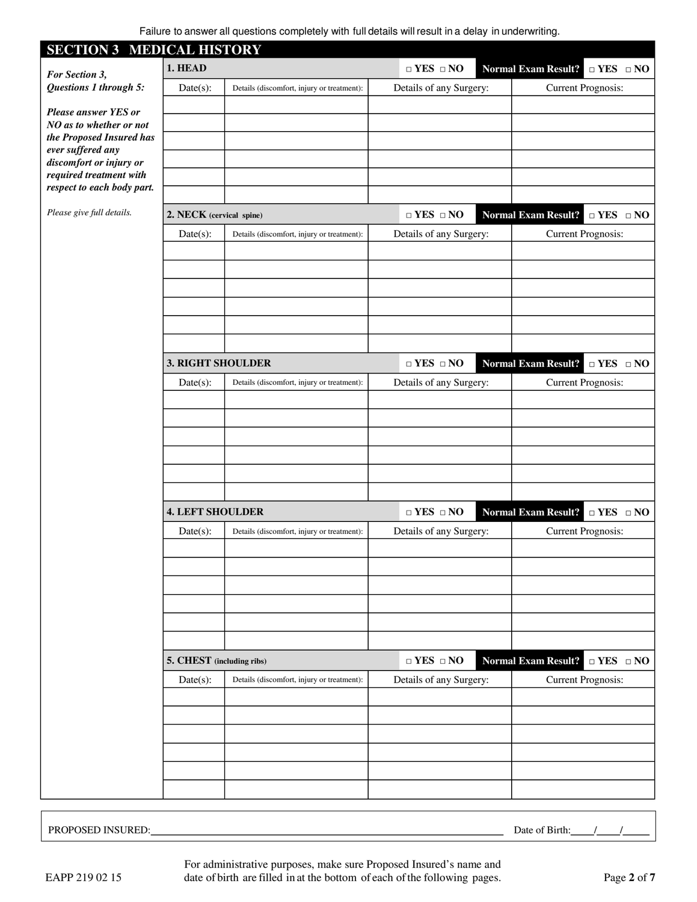Failure to answer all questions completely with full details will result in a delay in underwriting.

## SECTION 3 MEDICAL HISTORY

***For Section 3, Questions 1 through 5:***

***Please answer YES or NO as to whether or not the Proposed Insured has ever suffered any discomfort or injury or required treatment with respect to each body part.***

*Please give full details.*

**1. HEAD** ☐ YES ☐ NO **Normal Exam Result?** ☐ YES ☐ NO

| Date(s): | Details (discomfort, injury or treatment): | Details of any Surgery: | Current Prognosis: |
|---|---|---|---|
| | | | |
| | | | |
| | | | |
| | | | |
| | | | |
| | | | |

**2. NECK** (cervical spine) ☐ YES ☐ NO **Normal Exam Result?** ☐ YES ☐ NO

| Date(s): | Details (discomfort, injury or treatment): | Details of any Surgery: | Current Prognosis: |
|---|---|---|---|
| | | | |
| | | | |
| | | | |
| | | | |
| | | | |
| | | | |

**3. RIGHT SHOULDER** ☐ YES ☐ NO **Normal Exam Result?** ☐ YES ☐ NO

| Date(s): | Details (discomfort, injury or treatment): | Details of any Surgery: | Current Prognosis: |
|---|---|---|---|
| | | | |
| | | | |
| | | | |
| | | | |
| | | | |
| | | | |

**4. LEFT SHOULDER** ☐ YES ☐ NO **Normal Exam Result?** ☐ YES ☐ NO

| Date(s): | Details (discomfort, injury or treatment): | Details of any Surgery: | Current Prognosis: |
|---|---|---|---|
| | | | |
| | | | |
| | | | |
| | | | |
| | | | |
| | | | |

**5. CHEST** (including ribs) ☐ YES ☐ NO **Normal Exam Result?** ☐ YES ☐ NO

| Date(s): | Details (discomfort, injury or treatment): | Details of any Surgery: | Current Prognosis: |
|---|---|---|---|
| | | | |
| | | | |
| | | | |
| | | | |
| | | | |
| | | | |

PROPOSED INSURED:\_\_\_\_\_\_\_\_\_\_\_\_\_\_\_\_\_\_\_\_\_\_\_\_\_\_\_\_\_\_\_\_\_\_\_\_ Date of Birth:\_\_\_\_/\_\_\_\_/\_\_\_\_\_

EAPP 219 02 15

For administrative purposes, make sure Proposed Insured's name and date of birth are filled in at the bottom of each of the following pages.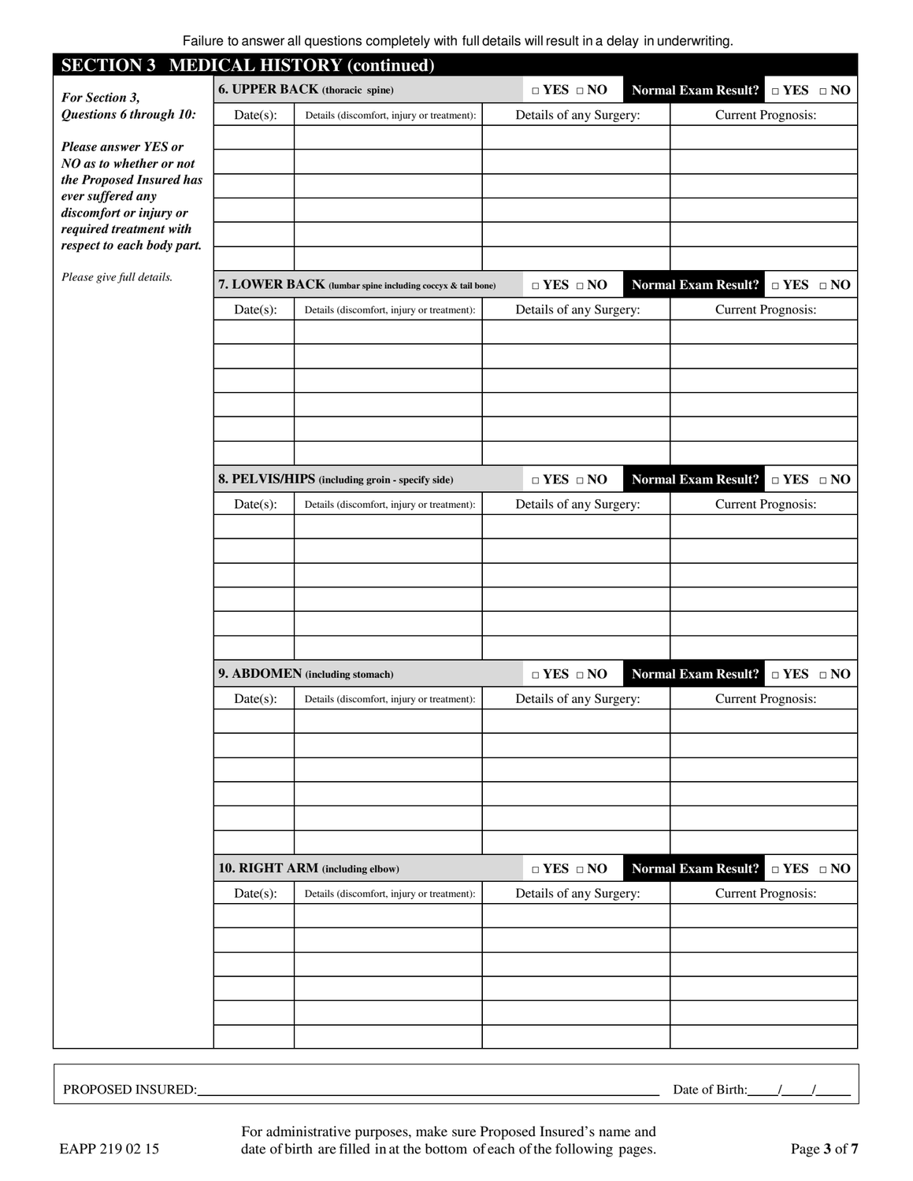Failure to answer all questions completely with full details will result in a delay in underwriting.

## SECTION 3 MEDICAL HISTORY (continued)

***For Section 3, Questions 6 through 10:***

***Please answer YES or NO as to whether or not the Proposed Insured has ever suffered any discomfort or injury or required treatment with respect to each body part.***

*Please give full details.*

**6. UPPER BACK** (thoracic spine) □ YES □ NO **Normal Exam Result?** □ YES □ NO

| Date(s): | Details (discomfort, injury or treatment): | Details of any Surgery: | Current Prognosis: |
|---|---|---|---|
| | | | |
| | | | |
| | | | |
| | | | |
| | | | |
| | | | |

**7. LOWER BACK** (lumbar spine including coccyx & tail bone) □ YES □ NO **Normal Exam Result?** □ YES □ NO

| Date(s): | Details (discomfort, injury or treatment): | Details of any Surgery: | Current Prognosis: |
|---|---|---|---|
| | | | |
| | | | |
| | | | |
| | | | |
| | | | |
| | | | |

**8. PELVIS/HIPS** (including groin - specify side) □ YES □ NO **Normal Exam Result?** □ YES □ NO

| Date(s): | Details (discomfort, injury or treatment): | Details of any Surgery: | Current Prognosis: |
|---|---|---|---|
| | | | |
| | | | |
| | | | |
| | | | |
| | | | |
| | | | |

**9. ABDOMEN** (including stomach) □ YES □ NO **Normal Exam Result?** □ YES □ NO

| Date(s): | Details (discomfort, injury or treatment): | Details of any Surgery: | Current Prognosis: |
|---|---|---|---|
| | | | |
| | | | |
| | | | |
| | | | |
| | | | |
| | | | |

**10. RIGHT ARM** (including elbow) □ YES □ NO **Normal Exam Result?** □ YES □ NO

| Date(s): | Details (discomfort, injury or treatment): | Details of any Surgery: | Current Prognosis: |
|---|---|---|---|
| | | | |
| | | | |
| | | | |
| | | | |
| | | | |
| | | | |

PROPOSED INSURED:______________________________________ Date of Birth:____/____/_____

EAPP 219 02 15

For administrative purposes, make sure Proposed Insured's name and date of birth are filled in at the bottom of each of the following pages.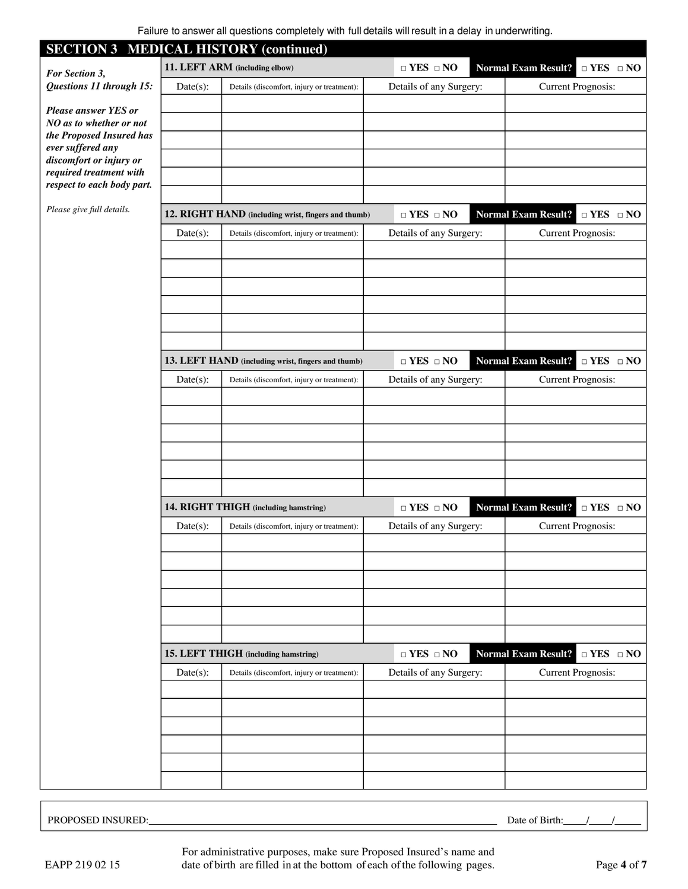Failure to answer all questions completely with full details will result in a delay in underwriting.

## SECTION 3 MEDICAL HISTORY (continued)

***For Section 3, Questions 11 through 15:***

***Please answer YES or NO as to whether or not the Proposed Insured has ever suffered any discomfort or injury or required treatment with respect to each body part.***

*Please give full details.*

**11. LEFT ARM** (including elbow) ☐ YES ☐ NO **Normal Exam Result?** ☐ YES ☐ NO

| Date(s): | Details (discomfort, injury or treatment): | Details of any Surgery: | Current Prognosis: |
|---|---|---|---|
| | | | |
| | | | |
| | | | |
| | | | |
| | | | |
| | | | |

**12. RIGHT HAND** (including wrist, fingers and thumb) ☐ YES ☐ NO **Normal Exam Result?** ☐ YES ☐ NO

| Date(s): | Details (discomfort, injury or treatment): | Details of any Surgery: | Current Prognosis: |
|---|---|---|---|
| | | | |
| | | | |
| | | | |
| | | | |
| | | | |
| | | | |

**13. LEFT HAND** (including wrist, fingers and thumb) ☐ YES ☐ NO **Normal Exam Result?** ☐ YES ☐ NO

| Date(s): | Details (discomfort, injury or treatment): | Details of any Surgery: | Current Prognosis: |
|---|---|---|---|
| | | | |
| | | | |
| | | | |
| | | | |
| | | | |
| | | | |

**14. RIGHT THIGH** (including hamstring) ☐ YES ☐ NO **Normal Exam Result?** ☐ YES ☐ NO

| Date(s): | Details (discomfort, injury or treatment): | Details of any Surgery: | Current Prognosis: |
|---|---|---|---|
| | | | |
| | | | |
| | | | |
| | | | |
| | | | |
| | | | |

**15. LEFT THIGH** (including hamstring) ☐ YES ☐ NO **Normal Exam Result?** ☐ YES ☐ NO

| Date(s): | Details (discomfort, injury or treatment): | Details of any Surgery: | Current Prognosis: |
|---|---|---|---|
| | | | |
| | | | |
| | | | |
| | | | |
| | | | |
| | | | |

PROPOSED INSURED:\_\_\_\_\_\_\_\_\_\_\_\_\_\_\_\_\_\_\_\_\_\_\_\_\_\_\_\_\_\_\_\_\_\_\_\_\_\_\_\_ Date of Birth:\_\_\_\_/\_\_\_\_/\_\_\_\_\_

EAPP 219 02 15

For administrative purposes, make sure Proposed Insured's name and date of birth are filled in at the bottom of each of the following pages.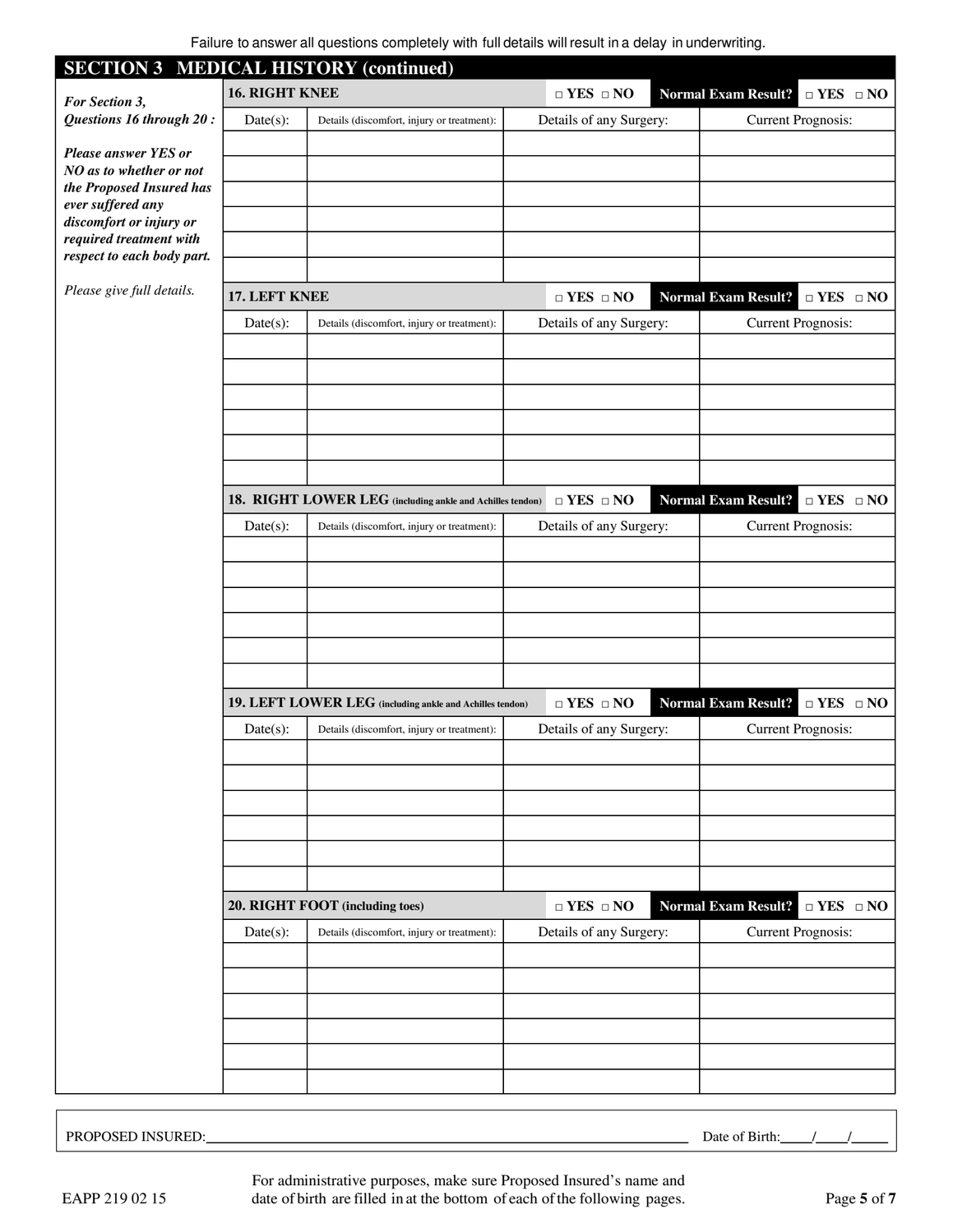Failure to answer all questions completely with full details will result in a delay in underwriting.

## SECTION 3 MEDICAL HISTORY (continued)

***For Section 3, Questions 16 through 20 :***

***Please answer YES or NO as to whether or not the Proposed Insured has ever suffered any discomfort or injury or required treatment with respect to each body part.***

*Please give full details.*

**16. RIGHT KNEE** □ YES □ NO **Normal Exam Result?** □ YES □ NO

| Date(s): | Details (discomfort, injury or treatment): | Details of any Surgery: | Current Prognosis: |
|---|---|---|---|
| | | | |
| | | | |
| | | | |
| | | | |
| | | | |
| | | | |

**17. LEFT KNEE** □ YES □ NO **Normal Exam Result?** □ YES □ NO

| Date(s): | Details (discomfort, injury or treatment): | Details of any Surgery: | Current Prognosis: |
|---|---|---|---|
| | | | |
| | | | |
| | | | |
| | | | |
| | | | |
| | | | |

**18. RIGHT LOWER LEG** **(including ankle and Achilles tendon)** □ YES □ NO **Normal Exam Result?** □ YES □ NO

| Date(s): | Details (discomfort, injury or treatment): | Details of any Surgery: | Current Prognosis: |
|---|---|---|---|
| | | | |
| | | | |
| | | | |
| | | | |
| | | | |
| | | | |

**19. LEFT LOWER LEG** **(including ankle and Achilles tendon)** □ YES □ NO **Normal Exam Result?** □ YES □ NO

| Date(s): | Details (discomfort, injury or treatment): | Details of any Surgery: | Current Prognosis: |
|---|---|---|---|
| | | | |
| | | | |
| | | | |
| | | | |
| | | | |
| | | | |

**20. RIGHT FOOT (including toes)** □ YES □ NO **Normal Exam Result?** □ YES □ NO

| Date(s): | Details (discomfort, injury or treatment): | Details of any Surgery: | Current Prognosis: |
|---|---|---|---|
| | | | |
| | | | |
| | | | |
| | | | |
| | | | |
| | | | |

PROPOSED INSURED:\_\_\_\_\_\_\_\_\_\_\_\_\_\_\_\_\_\_\_\_\_\_\_\_\_\_\_\_\_\_\_\_\_\_\_\_\_\_\_\_ Date of Birth:\_\_\_\_/\_\_\_\_/\_\_\_\_\_

EAPP 219 02 15

For administrative purposes, make sure Proposed Insured's name and date of birth are filled in at the bottom of each of the following pages.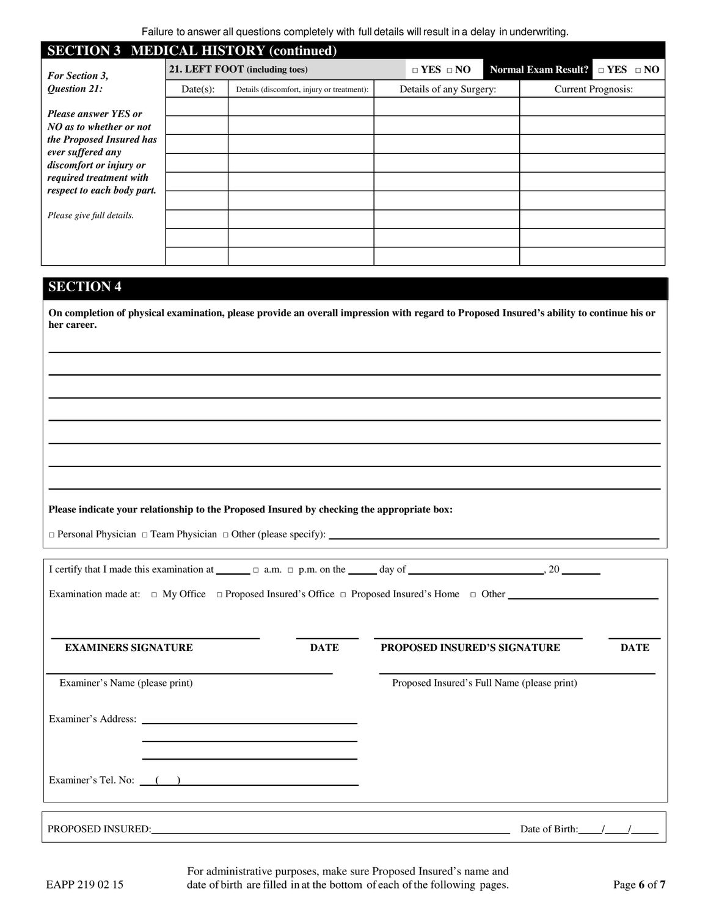Failure to answer all questions completely with full details will result in a delay in underwriting.

## SECTION 3 MEDICAL HISTORY (continued)

***For Section 3, Question 21:***

***Please answer YES or NO as to whether or not the Proposed Insured has ever suffered any discomfort or injury or required treatment with respect to each body part.***

*Please give full details.*

| **21. LEFT FOOT (including toes)** | □ YES □ NO | **Normal Exam Result?** | □ YES □ NO |
|---|---|---|---|
| Date(s): | Details (discomfort, injury or treatment): | Details of any Surgery: | Current Prognosis: |
| | | | |
| | | | |
| | | | |
| | | | |
| | | | |
| | | | |
| | | | |
| | | | |
| | | | |

## SECTION 4

**On completion of physical examination, please provide an overall impression with regard to Proposed Insured's ability to continue his or her career.**

\_\_\_\_\_\_\_\_\_\_\_\_\_\_\_\_\_\_\_\_\_\_\_\_\_\_\_\_\_\_\_\_\_\_\_\_\_\_\_\_\_\_\_\_\_\_\_\_\_\_\_\_\_\_\_\_\_\_\_\_

\_\_\_\_\_\_\_\_\_\_\_\_\_\_\_\_\_\_\_\_\_\_\_\_\_\_\_\_\_\_\_\_\_\_\_\_\_\_\_\_\_\_\_\_\_\_\_\_\_\_\_\_\_\_\_\_\_\_\_\_

\_\_\_\_\_\_\_\_\_\_\_\_\_\_\_\_\_\_\_\_\_\_\_\_\_\_\_\_\_\_\_\_\_\_\_\_\_\_\_\_\_\_\_\_\_\_\_\_\_\_\_\_\_\_\_\_\_\_\_\_

\_\_\_\_\_\_\_\_\_\_\_\_\_\_\_\_\_\_\_\_\_\_\_\_\_\_\_\_\_\_\_\_\_\_\_\_\_\_\_\_\_\_\_\_\_\_\_\_\_\_\_\_\_\_\_\_\_\_\_\_

\_\_\_\_\_\_\_\_\_\_\_\_\_\_\_\_\_\_\_\_\_\_\_\_\_\_\_\_\_\_\_\_\_\_\_\_\_\_\_\_\_\_\_\_\_\_\_\_\_\_\_\_\_\_\_\_\_\_\_\_

\_\_\_\_\_\_\_\_\_\_\_\_\_\_\_\_\_\_\_\_\_\_\_\_\_\_\_\_\_\_\_\_\_\_\_\_\_\_\_\_\_\_\_\_\_\_\_\_\_\_\_\_\_\_\_\_\_\_\_\_

\_\_\_\_\_\_\_\_\_\_\_\_\_\_\_\_\_\_\_\_\_\_\_\_\_\_\_\_\_\_\_\_\_\_\_\_\_\_\_\_\_\_\_\_\_\_\_\_\_\_\_\_\_\_\_\_\_\_\_\_

**Please indicate your relationship to the Proposed Insured by checking the appropriate box:**

□ Personal Physician □ Team Physician □ Other (please specify): \_\_\_\_\_\_\_\_\_\_\_\_\_\_\_\_\_\_\_\_\_\_\_\_\_\_\_\_\_\_

I certify that I made this examination at \_\_\_\_\_\_ □ a.m. □ p.m. on the \_\_\_\_\_ day of \_\_\_\_\_\_\_\_\_\_\_\_\_\_\_\_\_\_\_\_\_\_\_\_, 20 \_\_\_\_\_\_\_

Examination made at: □ My Office □ Proposed Insured's Office □ Proposed Insured's Home □ Other \_\_\_\_\_\_\_\_\_\_\_\_\_\_\_\_\_\_\_\_\_\_\_\_

\_\_\_\_\_\_\_\_\_\_\_\_\_\_\_\_\_\_\_\_\_\_\_\_\_\_\_\_ **EXAMINERS SIGNATURE** &nbsp;&nbsp; \_\_\_\_\_\_\_\_\_\_ **DATE** &nbsp;&nbsp; \_\_\_\_\_\_\_\_\_\_\_\_\_\_\_\_\_\_\_\_\_\_\_\_\_\_\_\_ **PROPOSED INSURED'S SIGNATURE** &nbsp;&nbsp; \_\_\_\_\_\_\_\_\_\_ **DATE**

\_\_\_\_\_\_\_\_\_\_\_\_\_\_\_\_\_\_\_\_\_\_\_\_\_\_\_\_\_\_\_\_\_\_\_\_ Examiner's Name (please print) &nbsp;&nbsp; \_\_\_\_\_\_\_\_\_\_\_\_\_\_\_\_\_\_\_\_\_\_\_\_\_\_\_\_\_\_\_\_\_\_\_\_ Proposed Insured's Full Name (please print)

Examiner's Address: \_\_\_\_\_\_\_\_\_\_\_\_\_\_\_\_\_\_\_\_\_\_\_\_\_\_\_\_\_\_

\_\_\_\_\_\_\_\_\_\_\_\_\_\_\_\_\_\_\_\_\_\_\_\_\_\_\_\_\_\_

\_\_\_\_\_\_\_\_\_\_\_\_\_\_\_\_\_\_\_\_\_\_\_\_\_\_\_\_\_\_

Examiner's Tel. No: \_\_\_(\_\_\_)\_\_\_\_\_\_\_\_\_\_\_\_\_\_\_\_\_\_\_\_\_\_\_

PROPOSED INSURED: \_\_\_\_\_\_\_\_\_\_\_\_\_\_\_\_\_\_\_\_\_\_\_\_\_\_\_\_\_\_\_\_\_\_\_\_\_\_\_\_\_\_\_\_\_\_\_\_\_\_ Date of Birth: \_\_\_\_/\_\_\_\_/\_\_\_\_\_

EAPP 219 02 15

For administrative purposes, make sure Proposed Insured's name and date of birth are filled in at the bottom of each of the following pages.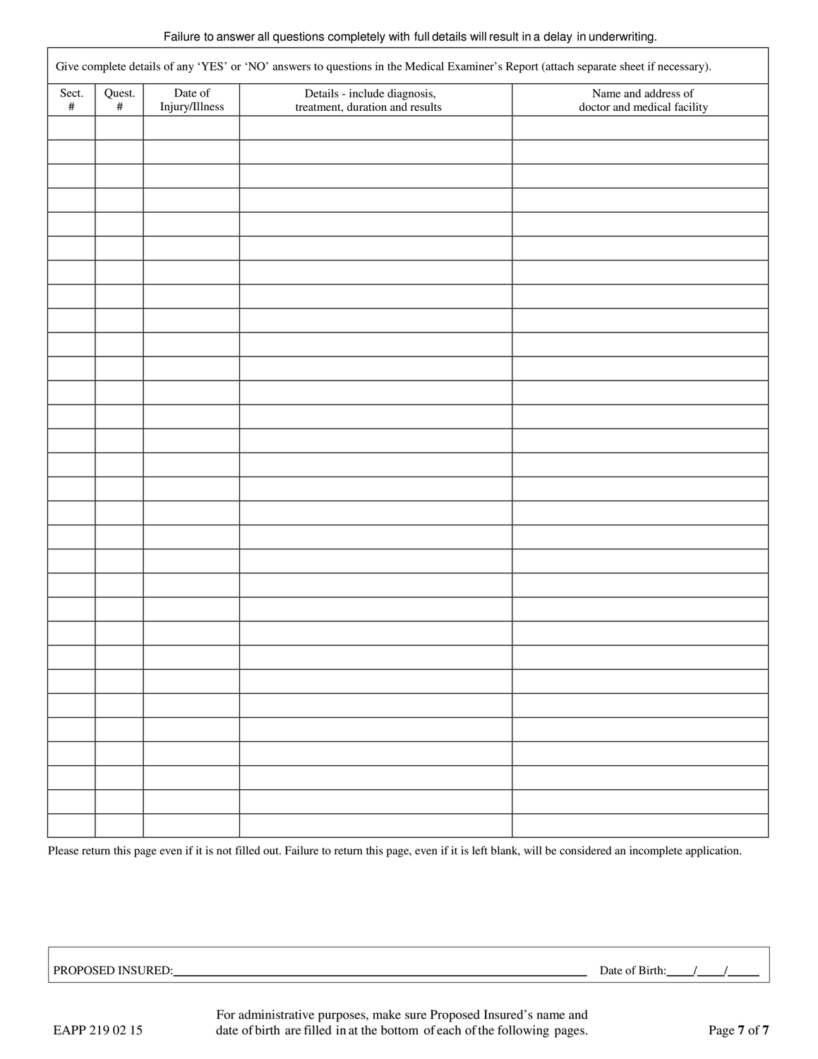Failure to answer all questions completely with full details will result in a delay in underwriting.

Give complete details of any 'YES' or 'NO' answers to questions in the Medical Examiner's Report (attach separate sheet if necessary).

| Sect. # | Quest. # | Date of Injury/Illness | Details - include diagnosis, treatment, duration and results | Name and address of doctor and medical facility |
|---|---|---|---|---|
| | | | | |
| | | | | |
| | | | | |
| | | | | |
| | | | | |
| | | | | |
| | | | | |
| | | | | |
| | | | | |
| | | | | |
| | | | | |
| | | | | |
| | | | | |
| | | | | |
| | | | | |
| | | | | |
| | | | | |
| | | | | |
| | | | | |
| | | | | |
| | | | | |
| | | | | |
| | | | | |
| | | | | |
| | | | | |
| | | | | |
| | | | | |
| | | | | |
| | | | | |
| | | | | |

Please return this page even if it is not filled out. Failure to return this page, even if it is left blank, will be considered an incomplete application.

PROPOSED INSURED:______________________________ Date of Birth:____/____/_____

EAPP 219 02 15

For administrative purposes, make sure Proposed Insured's name and date of birth are filled in at the bottom of each of the following pages.